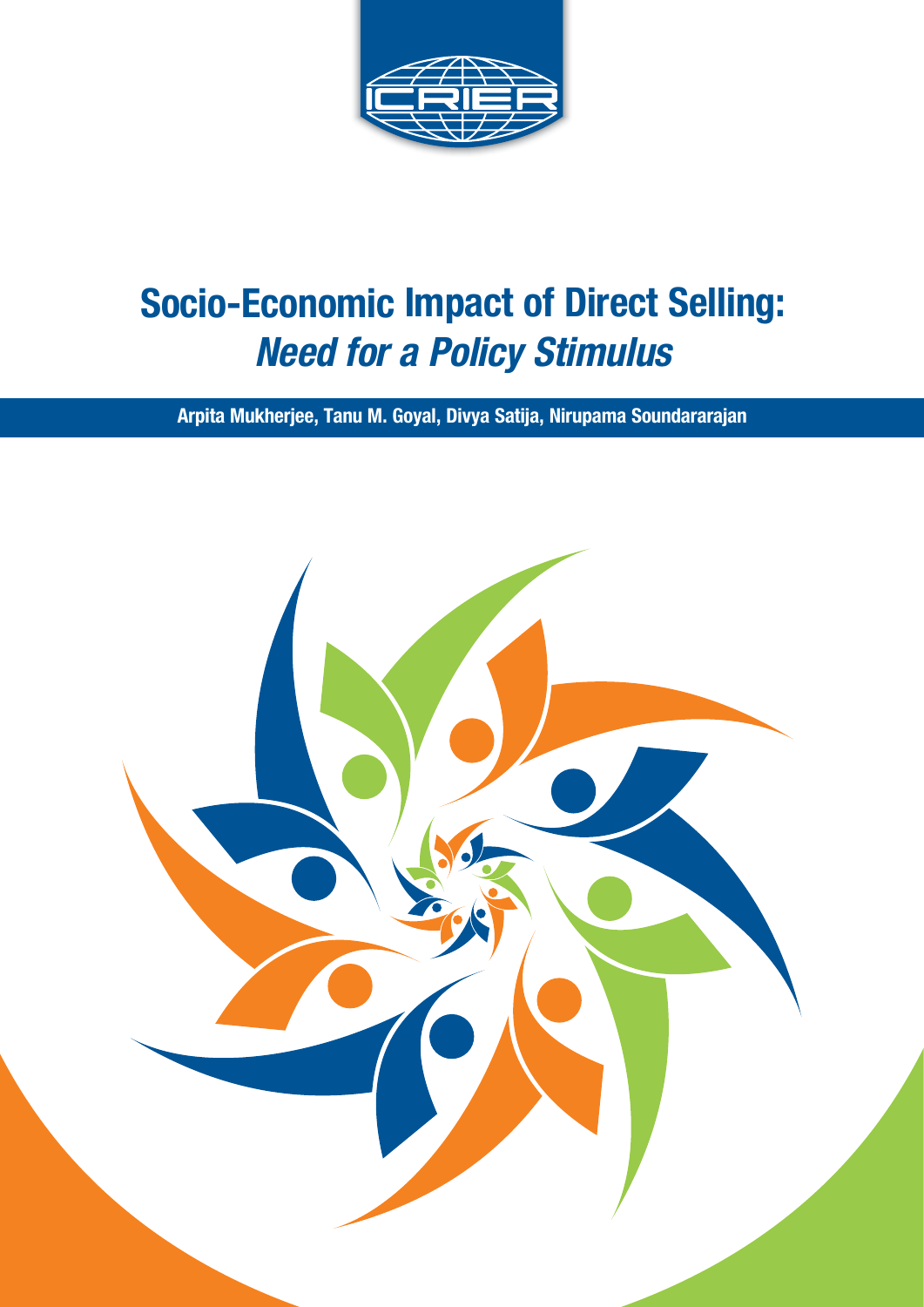# Socio-Economic Impact of Direct Selling: *Need for a Policy Stimulus*

**Arpita Mukherjee, Tanu M. Goyal, Divya Satija, Nirupama Soundararajan**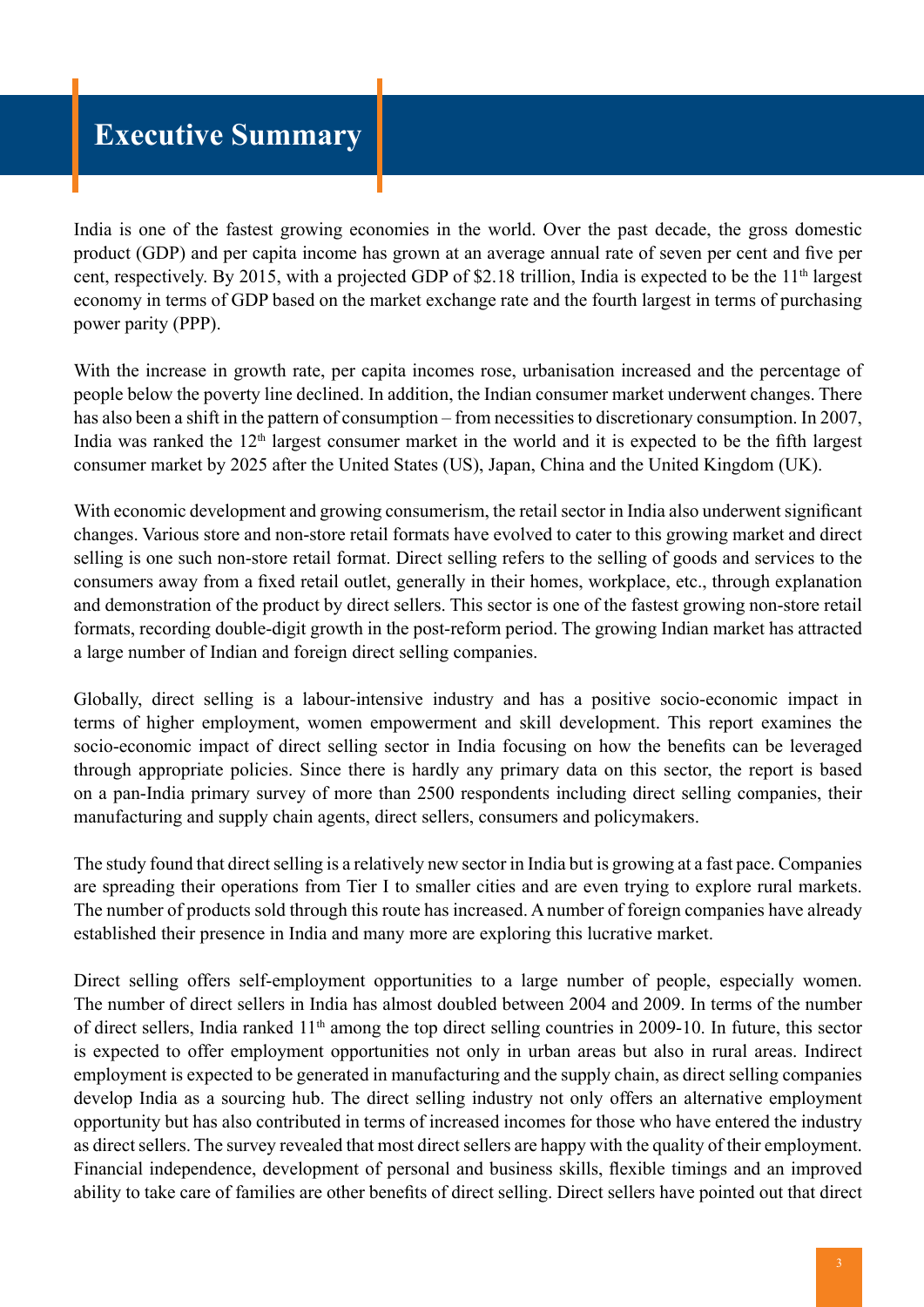# Executive Summary

India is one of the fastest growing economies in the world. Over the past decade, the gross domestic product (GDP) and per capita income has grown at an average annual rate of seven per cent and five per cent, respectively. By 2015, with a projected GDP of \$2.18 trillion, India is expected to be the 11th largest economy in terms of GDP based on the market exchange rate and the fourth largest in terms of purchasing power parity (PPP).

With the increase in growth rate, per capita incomes rose, urbanisation increased and the percentage of people below the poverty line declined. In addition, the Indian consumer market underwent changes. There has also been a shift in the pattern of consumption – from necessities to discretionary consumption. In 2007, India was ranked the 12th largest consumer market in the world and it is expected to be the fifth largest consumer market by 2025 after the United States (US), Japan, China and the United Kingdom (UK).

With economic development and growing consumerism, the retail sector in India also underwent significant changes. Various store and non-store retail formats have evolved to cater to this growing market and direct selling is one such non-store retail format. Direct selling refers to the selling of goods and services to the consumers away from a fixed retail outlet, generally in their homes, workplace, etc., through explanation and demonstration of the product by direct sellers. This sector is one of the fastest growing non-store retail formats, recording double-digit growth in the post-reform period. The growing Indian market has attracted a large number of Indian and foreign direct selling companies.

Globally, direct selling is a labour-intensive industry and has a positive socio-economic impact in terms of higher employment, women empowerment and skill development. This report examines the socio-economic impact of direct selling sector in India focusing on how the benefits can be leveraged through appropriate policies. Since there is hardly any primary data on this sector, the report is based on a pan-India primary survey of more than 2500 respondents including direct selling companies, their manufacturing and supply chain agents, direct sellers, consumers and policymakers.

The study found that direct selling is a relatively new sector in India but is growing at a fast pace. Companies are spreading their operations from Tier I to smaller cities and are even trying to explore rural markets. The number of products sold through this route has increased. A number of foreign companies have already established their presence in India and many more are exploring this lucrative market.

Direct selling offers self-employment opportunities to a large number of people, especially women. The number of direct sellers in India has almost doubled between 2004 and 2009. In terms of the number of direct sellers, India ranked 11th among the top direct selling countries in 2009-10. In future, this sector is expected to offer employment opportunities not only in urban areas but also in rural areas. Indirect employment is expected to be generated in manufacturing and the supply chain, as direct selling companies develop India as a sourcing hub. The direct selling industry not only offers an alternative employment opportunity but has also contributed in terms of increased incomes for those who have entered the industry as direct sellers. The survey revealed that most direct sellers are happy with the quality of their employment. Financial independence, development of personal and business skills, flexible timings and an improved ability to take care of families are other benefits of direct selling. Direct sellers have pointed out that direct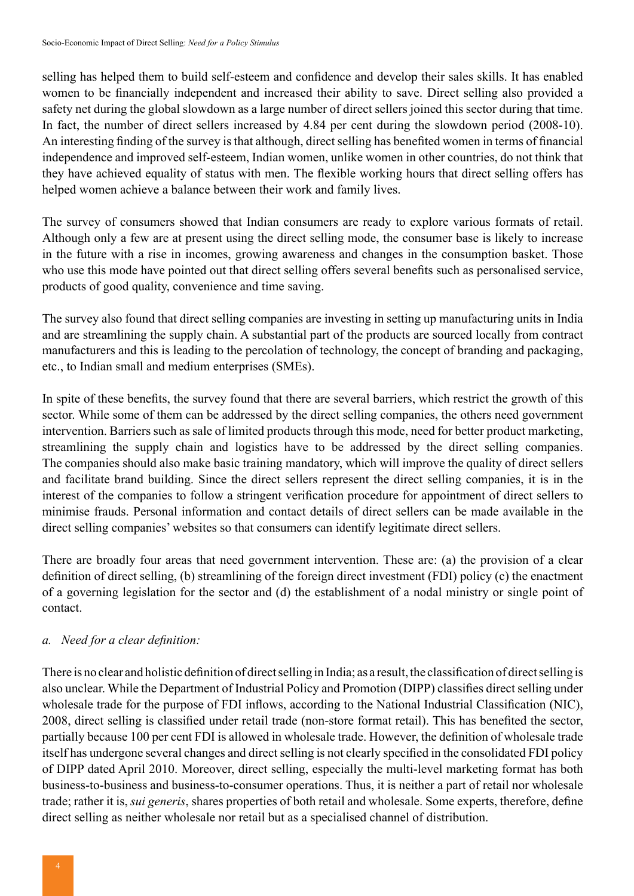selling has helped them to build self-esteem and confidence and develop their sales skills. It has enabled women to be financially independent and increased their ability to save. Direct selling also provided a safety net during the global slowdown as a large number of direct sellers joined this sector during that time. In fact, the number of direct sellers increased by 4.84 per cent during the slowdown period (2008-10). An interesting finding of the survey is that although, direct selling has benefited women in terms of financial independence and improved self-esteem, Indian women, unlike women in other countries, do not think that they have achieved equality of status with men. The flexible working hours that direct selling offers has helped women achieve a balance between their work and family lives.

The survey of consumers showed that Indian consumers are ready to explore various formats of retail. Although only a few are at present using the direct selling mode, the consumer base is likely to increase in the future with a rise in incomes, growing awareness and changes in the consumption basket. Those who use this mode have pointed out that direct selling offers several benefits such as personalised service, products of good quality, convenience and time saving.

The survey also found that direct selling companies are investing in setting up manufacturing units in India and are streamlining the supply chain. A substantial part of the products are sourced locally from contract manufacturers and this is leading to the percolation of technology, the concept of branding and packaging, etc., to Indian small and medium enterprises (SMEs).

In spite of these benefits, the survey found that there are several barriers, which restrict the growth of this sector. While some of them can be addressed by the direct selling companies, the others need government intervention. Barriers such as sale of limited products through this mode, need for better product marketing, streamlining the supply chain and logistics have to be addressed by the direct selling companies. The companies should also make basic training mandatory, which will improve the quality of direct sellers and facilitate brand building. Since the direct sellers represent the direct selling companies, it is in the interest of the companies to follow a stringent verification procedure for appointment of direct sellers to minimise frauds. Personal information and contact details of direct sellers can be made available in the direct selling companies' websites so that consumers can identify legitimate direct sellers.

There are broadly four areas that need government intervention. These are: (a) the provision of a clear definition of direct selling, (b) streamlining of the foreign direct investment (FDI) policy (c) the enactment of a governing legislation for the sector and (d) the establishment of a nodal ministry or single point of contact.

*a. Need for a clear definition:*

There is no clear and holistic definition of direct selling in India; as a result, the classification of direct selling is also unclear. While the Department of Industrial Policy and Promotion (DIPP) classifies direct selling under wholesale trade for the purpose of FDI inflows, according to the National Industrial Classification (NIC), 2008, direct selling is classified under retail trade (non-store format retail). This has benefited the sector, partially because 100 per cent FDI is allowed in wholesale trade. However, the definition of wholesale trade itself has undergone several changes and direct selling is not clearly specified in the consolidated FDI policy of DIPP dated April 2010. Moreover, direct selling, especially the multi-level marketing format has both business-to-business and business-to-consumer operations. Thus, it is neither a part of retail nor wholesale trade; rather it is, *sui generis*, shares properties of both retail and wholesale. Some experts, therefore, define direct selling as neither wholesale nor retail but as a specialised channel of distribution.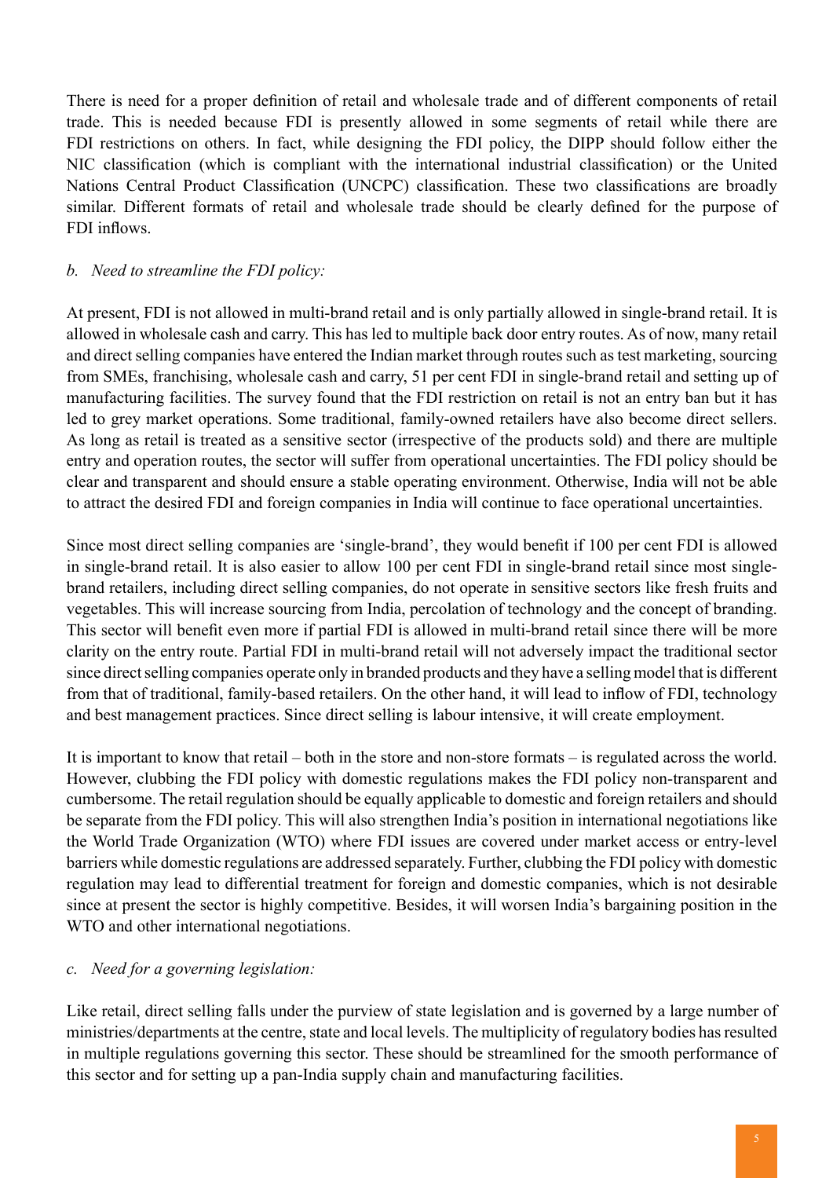There is need for a proper definition of retail and wholesale trade and of different components of retail trade. This is needed because FDI is presently allowed in some segments of retail while there are FDI restrictions on others. In fact, while designing the FDI policy, the DIPP should follow either the NIC classification (which is compliant with the international industrial classification) or the United Nations Central Product Classification (UNCPC) classification. These two classifications are broadly similar. Different formats of retail and wholesale trade should be clearly defined for the purpose of FDI inflows.

*b. Need to streamline the FDI policy:*

At present, FDI is not allowed in multi-brand retail and is only partially allowed in single-brand retail. It is allowed in wholesale cash and carry. This has led to multiple back door entry routes. As of now, many retail and direct selling companies have entered the Indian market through routes such as test marketing, sourcing from SMEs, franchising, wholesale cash and carry, 51 per cent FDI in single-brand retail and setting up of manufacturing facilities. The survey found that the FDI restriction on retail is not an entry ban but it has led to grey market operations. Some traditional, family-owned retailers have also become direct sellers. As long as retail is treated as a sensitive sector (irrespective of the products sold) and there are multiple entry and operation routes, the sector will suffer from operational uncertainties. The FDI policy should be clear and transparent and should ensure a stable operating environment. Otherwise, India will not be able to attract the desired FDI and foreign companies in India will continue to face operational uncertainties.

Since most direct selling companies are 'single-brand', they would benefit if 100 per cent FDI is allowed in single-brand retail. It is also easier to allow 100 per cent FDI in single-brand retail since most single-brand retailers, including direct selling companies, do not operate in sensitive sectors like fresh fruits and vegetables. This will increase sourcing from India, percolation of technology and the concept of branding. This sector will benefit even more if partial FDI is allowed in multi-brand retail since there will be more clarity on the entry route. Partial FDI in multi-brand retail will not adversely impact the traditional sector since direct selling companies operate only in branded products and they have a selling model that is different from that of traditional, family-based retailers. On the other hand, it will lead to inflow of FDI, technology and best management practices. Since direct selling is labour intensive, it will create employment.

It is important to know that retail – both in the store and non-store formats – is regulated across the world. However, clubbing the FDI policy with domestic regulations makes the FDI policy non-transparent and cumbersome. The retail regulation should be equally applicable to domestic and foreign retailers and should be separate from the FDI policy. This will also strengthen India's position in international negotiations like the World Trade Organization (WTO) where FDI issues are covered under market access or entry-level barriers while domestic regulations are addressed separately. Further, clubbing the FDI policy with domestic regulation may lead to differential treatment for foreign and domestic companies, which is not desirable since at present the sector is highly competitive. Besides, it will worsen India's bargaining position in the WTO and other international negotiations.

*c. Need for a governing legislation:*

Like retail, direct selling falls under the purview of state legislation and is governed by a large number of ministries/departments at the centre, state and local levels. The multiplicity of regulatory bodies has resulted in multiple regulations governing this sector. These should be streamlined for the smooth performance of this sector and for setting up a pan-India supply chain and manufacturing facilities.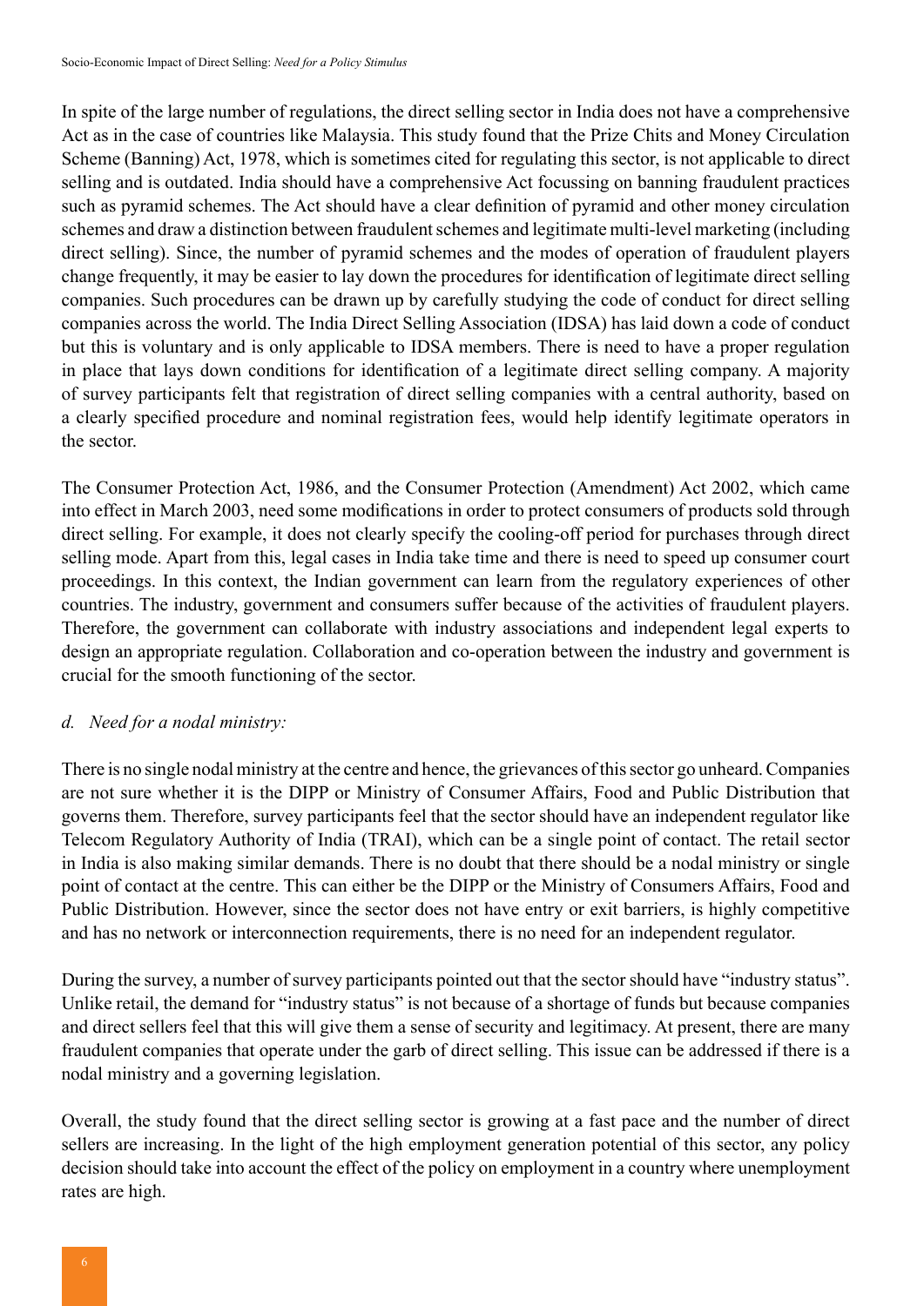In spite of the large number of regulations, the direct selling sector in India does not have a comprehensive Act as in the case of countries like Malaysia. This study found that the Prize Chits and Money Circulation Scheme (Banning) Act, 1978, which is sometimes cited for regulating this sector, is not applicable to direct selling and is outdated. India should have a comprehensive Act focussing on banning fraudulent practices such as pyramid schemes. The Act should have a clear definition of pyramid and other money circulation schemes and draw a distinction between fraudulent schemes and legitimate multi-level marketing (including direct selling). Since, the number of pyramid schemes and the modes of operation of fraudulent players change frequently, it may be easier to lay down the procedures for identification of legitimate direct selling companies. Such procedures can be drawn up by carefully studying the code of conduct for direct selling companies across the world. The India Direct Selling Association (IDSA) has laid down a code of conduct but this is voluntary and is only applicable to IDSA members. There is need to have a proper regulation in place that lays down conditions for identification of a legitimate direct selling company. A majority of survey participants felt that registration of direct selling companies with a central authority, based on a clearly specified procedure and nominal registration fees, would help identify legitimate operators in the sector.

The Consumer Protection Act, 1986, and the Consumer Protection (Amendment) Act 2002, which came into effect in March 2003, need some modifications in order to protect consumers of products sold through direct selling. For example, it does not clearly specify the cooling-off period for purchases through direct selling mode. Apart from this, legal cases in India take time and there is need to speed up consumer court proceedings. In this context, the Indian government can learn from the regulatory experiences of other countries. The industry, government and consumers suffer because of the activities of fraudulent players. Therefore, the government can collaborate with industry associations and independent legal experts to design an appropriate regulation. Collaboration and co-operation between the industry and government is crucial for the smooth functioning of the sector.

*d. Need for a nodal ministry:*

There is no single nodal ministry at the centre and hence, the grievances of this sector go unheard. Companies are not sure whether it is the DIPP or Ministry of Consumer Affairs, Food and Public Distribution that governs them. Therefore, survey participants feel that the sector should have an independent regulator like Telecom Regulatory Authority of India (TRAI), which can be a single point of contact. The retail sector in India is also making similar demands. There is no doubt that there should be a nodal ministry or single point of contact at the centre. This can either be the DIPP or the Ministry of Consumers Affairs, Food and Public Distribution. However, since the sector does not have entry or exit barriers, is highly competitive and has no network or interconnection requirements, there is no need for an independent regulator.

During the survey, a number of survey participants pointed out that the sector should have "industry status". Unlike retail, the demand for "industry status" is not because of a shortage of funds but because companies and direct sellers feel that this will give them a sense of security and legitimacy. At present, there are many fraudulent companies that operate under the garb of direct selling. This issue can be addressed if there is a nodal ministry and a governing legislation.

Overall, the study found that the direct selling sector is growing at a fast pace and the number of direct sellers are increasing. In the light of the high employment generation potential of this sector, any policy decision should take into account the effect of the policy on employment in a country where unemployment rates are high.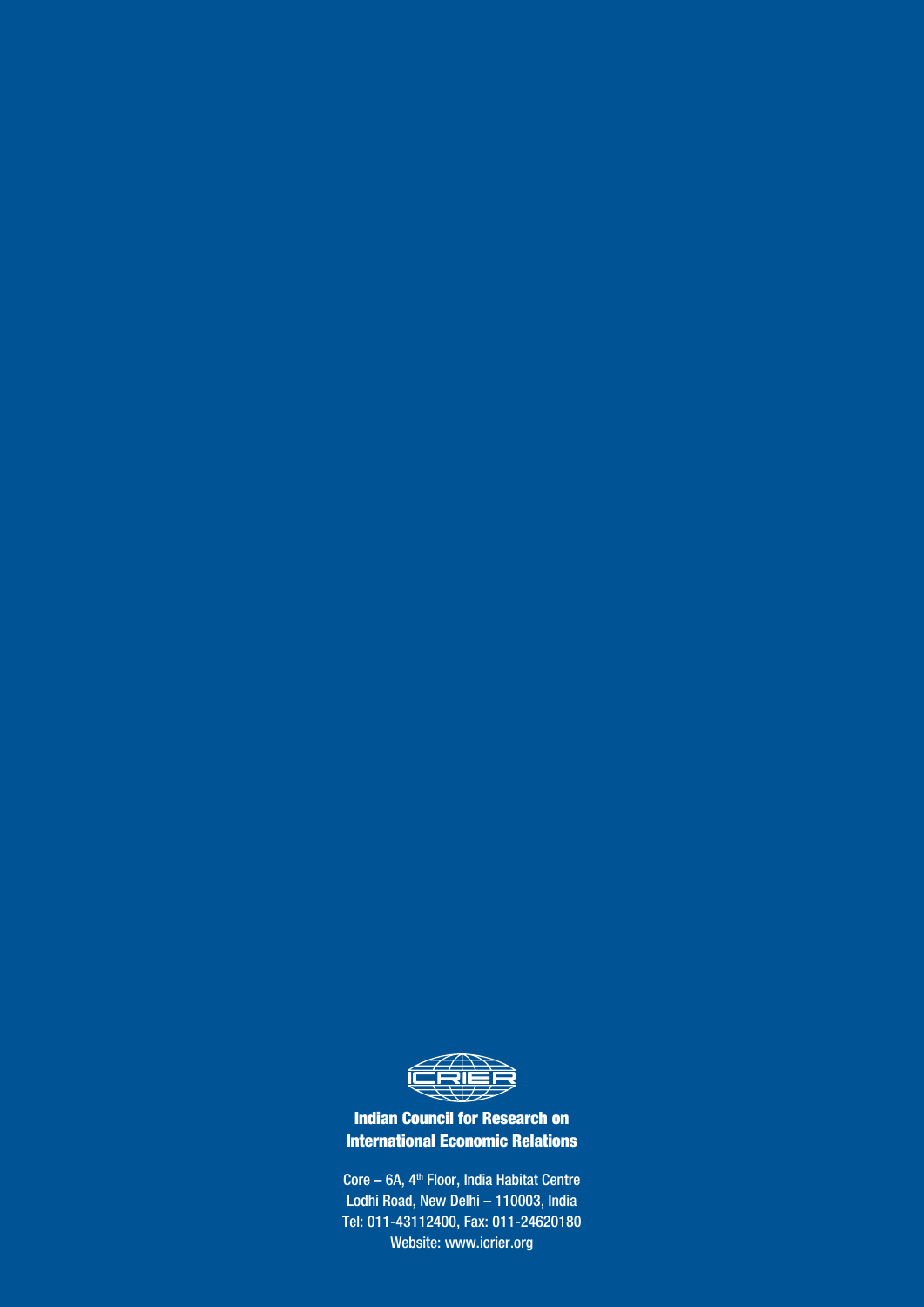**Indian Council for Research on**
**International Economic Relations**

Core – 6A, 4th Floor, India Habitat Centre
Lodhi Road, New Delhi – 110003, India
Tel: 011-43112400, Fax: 011-24620180
Website: www.icrier.org